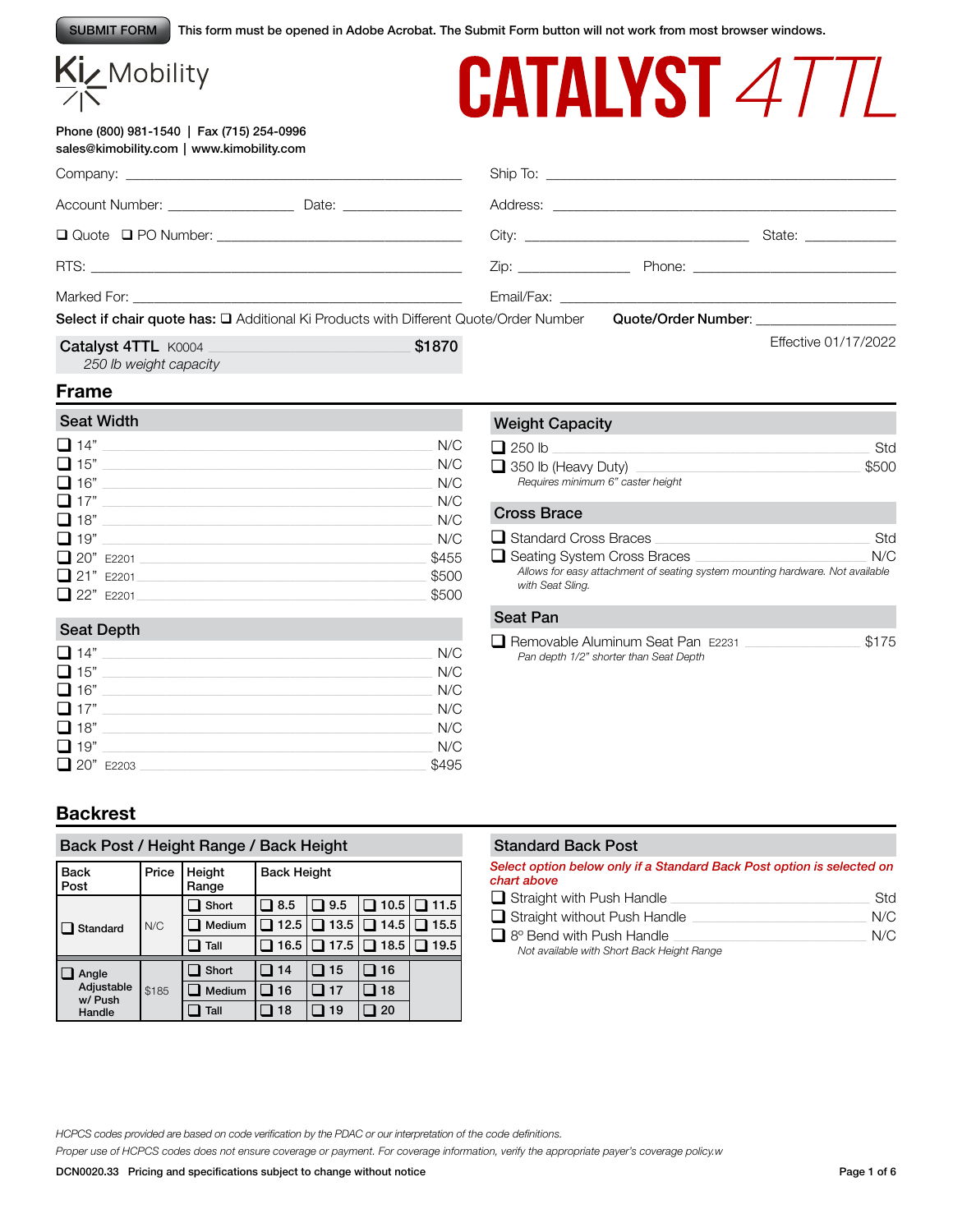SUBMIT FORM This form must be opened in Adobe Acrobat. The Submit Form button will not work from most browser windows.

Ki Mobility

# CATALYST 4TTL

Phone (800) 981-1540 | Fax (715) 254-0996
sales@kimobility.com | www.kimobility.com

Company: ______________________

Account Number: __________ Date: __________

❑ Quote ❑ PO Number: ______________________

RTS: ______________________

Marked For: ______________________

Ship To: ______________________

Address: ______________________

City: ______________ State: __________

Zip: __________ Phone: ______________

Email/Fax: ______________________

**Select if chair quote has:** ❑ Additional Ki Products with Different Quote/Order Number **Quote/Order Number**: __________

**Catalyst 4TTL** K0004 **$1870**
*250 lb weight capacity*

Effective 01/17/2022

## Frame

### Seat Width

| Option | Price |
|---|---|
| ❑ 14" | N/C |
| ❑ 15" | N/C |
| ❑ 16" | N/C |
| ❑ 17" | N/C |
| ❑ 18" | N/C |
| ❑ 19" | N/C |
| ❑ 20" E2201 | $455 |
| ❑ 21" E2201 | $500 |
| ❑ 22" E2201 | $500 |

### Seat Depth

| Option | Price |
|---|---|
| ❑ 14" | N/C |
| ❑ 15" | N/C |
| ❑ 16" | N/C |
| ❑ 17" | N/C |
| ❑ 18" | N/C |
| ❑ 19" | N/C |
| ❑ 20" E2203 | $495 |

### Weight Capacity

| Option | Price |
|---|---|
| ❑ 250 lb | Std |
| ❑ 350 lb (Heavy Duty)<br>*Requires minimum 6" caster height* | $500 |

### Cross Brace

| Option | Price |
|---|---|
| ❑ Standard Cross Braces | Std |
| ❑ Seating System Cross Braces<br>*Allows for easy attachment of seating system mounting hardware. Not available with Seat Sling.* | N/C |

### Seat Pan

| Option | Price |
|---|---|
| ❑ Removable Aluminum Seat Pan E2231<br>*Pan depth 1/2" shorter than Seat Depth* | $175 |

## Backrest

### Back Post / Height Range / Back Height

| Back Post | Price | Height Range | Back Height | | | |
|---|---|---|---|---|---|---|
| ❑ Standard | N/C | ❑ Short | ❑ 8.5 | ❑ 9.5 | ❑ 10.5 | ❑ 11.5 |
| | | ❑ Medium | ❑ 12.5 | ❑ 13.5 | ❑ 14.5 | ❑ 15.5 |
| | | ❑ Tall | ❑ 16.5 | ❑ 17.5 | ❑ 18.5 | ❑ 19.5 |
| ❑ Angle Adjustable w/ Push Handle | $185 | ❑ Short | ❑ 14 | ❑ 15 | ❑ 16 | |
| | | ❑ Medium | ❑ 16 | ❑ 17 | ❑ 18 | |
| | | ❑ Tall | ❑ 18 | ❑ 19 | ❑ 20 | |

### Standard Back Post

*Select option below only if a Standard Back Post option is selected on chart above*

| Option | Price |
|---|---|
| ❑ Straight with Push Handle | Std |
| ❑ Straight without Push Handle | N/C |
| ❑ 8º Bend with Push Handle<br>*Not available with Short Back Height Range* | N/C |

*HCPCS codes provided are based on code verification by the PDAC or our interpretation of the code definitions.*

*Proper use of HCPCS codes does not ensure coverage or payment. For coverage information, verify the appropriate payer's coverage policy.w*

DCN0020.33 Pricing and specifications subject to change without notice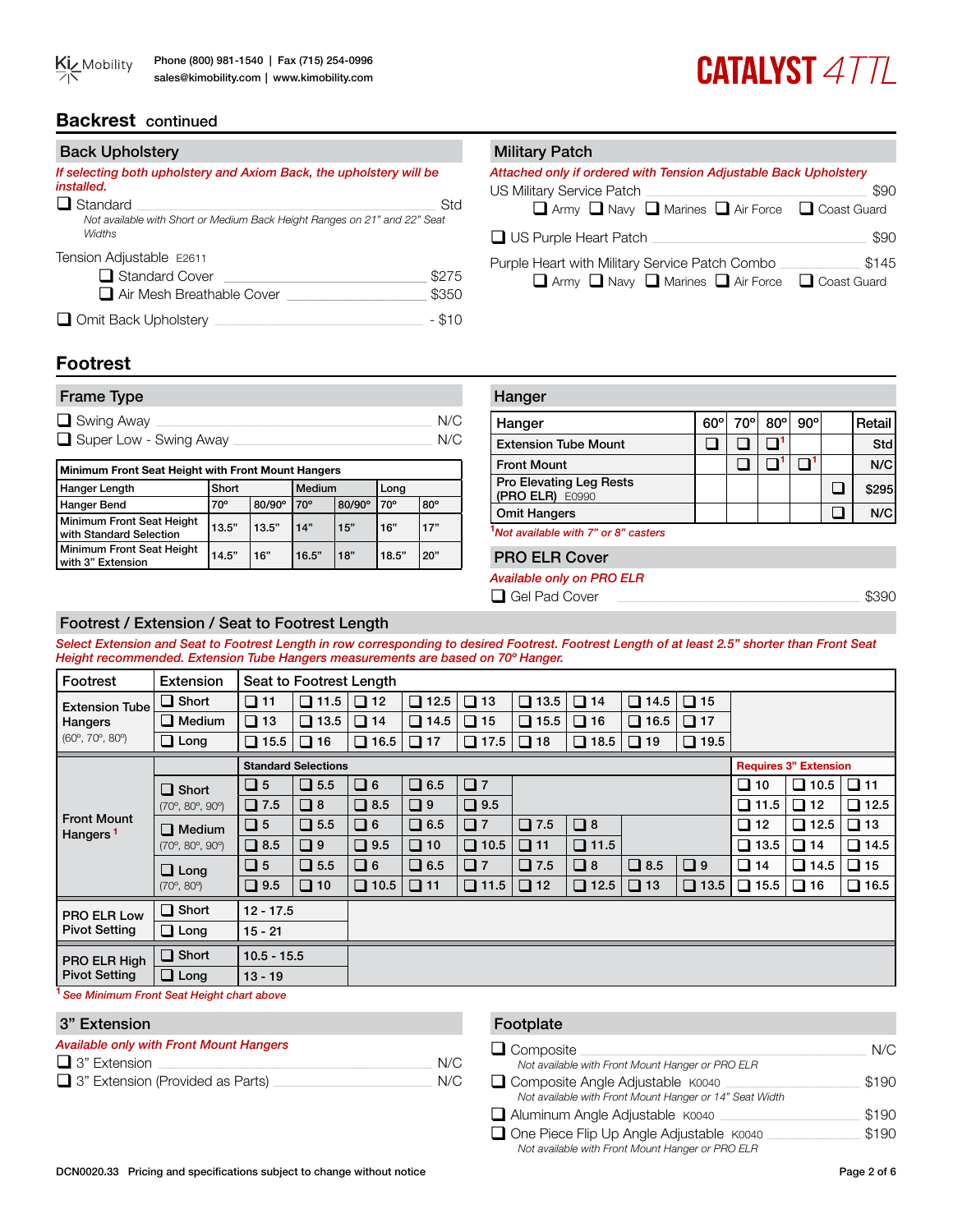# Backrest continued

## Back Upholstery

*If selecting both upholstery and Axiom Back, the upholstery will be installed.*

- ❑ Standard — Std
  *Not available with Short or Medium Back Height Ranges on 21" and 22" Seat Widths*

Tension Adjustable E2611
- ❑ Standard Cover — $275
- ❑ Air Mesh Breathable Cover — $350

- ❑ Omit Back Upholstery — - $10

## Military Patch

*Attached only if ordered with Tension Adjustable Back Upholstery*

US Military Service Patch — $90
❑ Army ❑ Navy ❑ Marines ❑ Air Force ❑ Coast Guard

❑ US Purple Heart Patch — $90

Purple Heart with Military Service Patch Combo — $145
❑ Army ❑ Navy ❑ Marines ❑ Air Force ❑ Coast Guard

# Footrest

## Frame Type

- ❑ Swing Away — N/C
- ❑ Super Low - Swing Away — N/C

| Minimum Front Seat Height with Front Mount Hangers | | | | | | |
|---|---|---|---|---|---|---|
| Hanger Length | Short | | Medium | | Long | |
| Hanger Bend | 70º | 80/90º | 70º | 80/90º | 70º | 80º |
| Minimum Front Seat Height with Standard Selection | 13.5" | 13.5" | 14" | 15" | 16" | 17" |
| Minimum Front Seat Height with 3" Extension | 14.5" | 16" | 16.5" | 18" | 18.5" | 20" |

## Hanger

| Hanger | 60º | 70º | 80º | 90º | | Retail |
|---|---|---|---|---|---|---|
| Extension Tube Mount | ❑ | ❑ | ❑[1] | | | Std |
| Front Mount | | ❑ | ❑[1] | ❑[1] | | N/C |
| Pro Elevating Leg Rests (PRO ELR) E0990 | | | | | ❑ | $295 |
| Omit Hangers | | | | | ❑ | N/C |

[1]*Not available with 7" or 8" casters*

## PRO ELR Cover

*Available only on PRO ELR*

- ❑ Gel Pad Cover — $390

## Footrest / Extension / Seat to Footrest Length

*Select Extension and Seat to Footrest Length in row corresponding to desired Footrest. Footrest Length of at least 2.5" shorter than Front Seat Height recommended. Extension Tube Hangers measurements are based on 70º Hanger.*

| Footrest | Extension | Seat to Footrest Length | | | | | | | | | | | |
|---|---|---|---|---|---|---|---|---|---|---|---|---|---|
| Extension Tube Hangers (60º, 70º, 80º) | ❑ Short | ❑ 11 | ❑ 11.5 | ❑ 12 | ❑ 12.5 | ❑ 13 | ❑ 13.5 | ❑ 14 | ❑ 14.5 | ❑ 15 | | | |
| | ❑ Medium | ❑ 13 | ❑ 13.5 | ❑ 14 | ❑ 14.5 | ❑ 15 | ❑ 15.5 | ❑ 16 | ❑ 16.5 | ❑ 17 | | | |
| | ❑ Long | ❑ 15.5 | ❑ 16 | ❑ 16.5 | ❑ 17 | ❑ 17.5 | ❑ 18 | ❑ 18.5 | ❑ 19 | ❑ 19.5 | | | |
| Front Mount Hangers[1] | | Standard Selections | | | | | | | | | Requires 3" Extension | | |
| | ❑ Short (70º, 80º, 90º) | ❑ 5 | ❑ 5.5 | ❑ 6 | ❑ 6.5 | ❑ 7 | | | | | ❑ 10 | ❑ 10.5 | ❑ 11 |
| | | ❑ 7.5 | ❑ 8 | ❑ 8.5 | ❑ 9 | ❑ 9.5 | | | | | ❑ 11.5 | ❑ 12 | ❑ 12.5 |
| | ❑ Medium (70º, 80º, 90º) | ❑ 5 | ❑ 5.5 | ❑ 6 | ❑ 6.5 | ❑ 7 | ❑ 7.5 | ❑ 8 | | | ❑ 12 | ❑ 12.5 | ❑ 13 |
| | | ❑ 8.5 | ❑ 9 | ❑ 9.5 | ❑ 10 | ❑ 10.5 | ❑ 11 | ❑ 11.5 | | | ❑ 13.5 | ❑ 14 | ❑ 14.5 |
| | ❑ Long (70º, 80º) | ❑ 5 | ❑ 5.5 | ❑ 6 | ❑ 6.5 | ❑ 7 | ❑ 7.5 | ❑ 8 | ❑ 8.5 | ❑ 9 | ❑ 14 | ❑ 14.5 | ❑ 15 |
| | | ❑ 9.5 | ❑ 10 | ❑ 10.5 | ❑ 11 | ❑ 11.5 | ❑ 12 | ❑ 12.5 | ❑ 13 | ❑ 13.5 | ❑ 15.5 | ❑ 16 | ❑ 16.5 |
| PRO ELR Low Pivot Setting | ❑ Short | 12 - 17.5 | | | | | | | | | | | |
| | ❑ Long | 15 - 21 | | | | | | | | | | | |
| PRO ELR High Pivot Setting | ❑ Short | 10.5 - 15.5 | | | | | | | | | | | |
| | ❑ Long | 13 - 19 | | | | | | | | | | | |

[1] *See Minimum Front Seat Height chart above*

## 3" Extension

*Available only with Front Mount Hangers*

- ❑ 3" Extension — N/C
- ❑ 3" Extension (Provided as Parts) — N/C

## Footplate

- ❑ Composite — N/C
  *Not available with Front Mount Hanger or PRO ELR*
- ❑ Composite Angle Adjustable K0040 — $190
  *Not available with Front Mount Hanger or 14" Seat Width*
- ❑ Aluminum Angle Adjustable K0040 — $190
- ❑ One Piece Flip Up Angle Adjustable K0040 — $190
  *Not available with Front Mount Hanger or PRO ELR*

DCN0020.33 Pricing and specifications subject to change without notice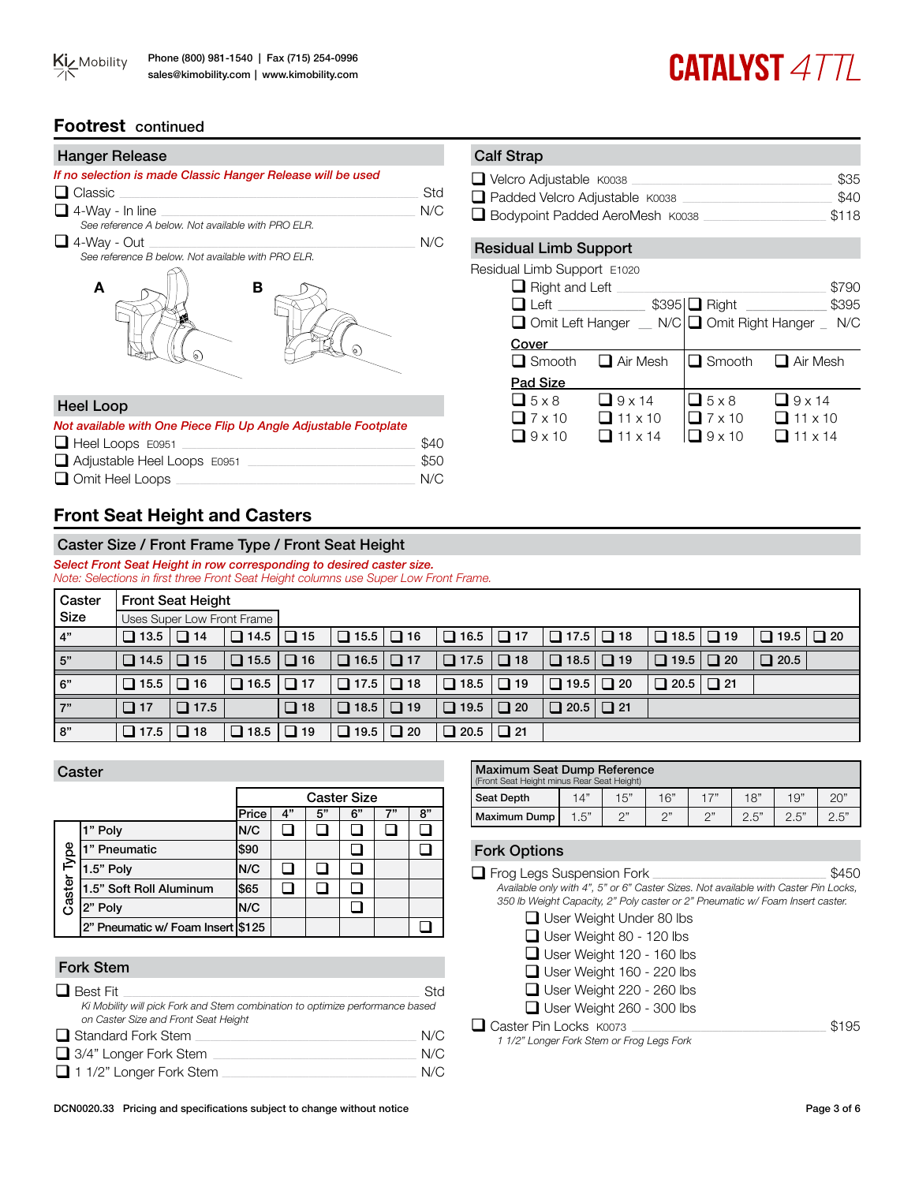## Footrest continued

### Hanger Release

*If no selection is made Classic Hanger Release will be used*

- ❑ Classic — Std
- ❑ 4-Way - In line — N/C
  *See reference A below. Not available with PRO ELR.*
- ❑ 4-Way - Out — N/C
  *See reference B below. Not available with PRO ELR.*

A B

### Heel Loop

*Not available with One Piece Flip Up Angle Adjustable Footplate*

- ❑ Heel Loops E0951 — $40
- ❑ Adjustable Heel Loops E0951 — $50
- ❑ Omit Heel Loops — N/C

### Calf Strap

- ❑ Velcro Adjustable K0038 — $35
- ❑ Padded Velcro Adjustable K0038 — $40
- ❑ Bodypoint Padded AeroMesh K0038 — $118

### Residual Limb Support

Residual Limb Support E1020

- ❑ Right and Left — $790

| Left | | Right | |
|---|---|---|---|
| ❑ Left $395 | | ❑ Right $395 | |
| ❑ Omit Left Hanger N/C | | ❑ Omit Right Hanger N/C | |
| **Cover** | | | |
| ❑ Smooth | ❑ Air Mesh | ❑ Smooth | ❑ Air Mesh |
| **Pad Size** | | | |
| ❑ 5 x 8 | ❑ 9 x 14 | ❑ 5 x 8 | ❑ 9 x 14 |
| ❑ 7 x 10 | ❑ 11 x 10 | ❑ 7 x 10 | ❑ 11 x 10 |
| ❑ 9 x 10 | ❑ 11 x 14 | ❑ 9 x 10 | ❑ 11 x 14 |

## Front Seat Height and Casters

### Caster Size / Front Frame Type / Front Seat Height

*Select Front Seat Height in row corresponding to desired caster size.*
*Note: Selections in first three Front Seat Height columns use Super Low Front Frame.*

| Caster Size | Front Seat Height (Uses Super Low Front Frame) | | | | | | | | | | | | |
|---|---|---|---|---|---|---|---|---|---|---|---|---|---|
| 4" | ❑ 13.5 | ❑ 14 | ❑ 14.5 | ❑ 15 | ❑ 15.5 | ❑ 16 | ❑ 16.5 | ❑ 17 | ❑ 17.5 | ❑ 18 | ❑ 18.5 | ❑ 19 | ❑ 19.5 | ❑ 20 |
| 5" | ❑ 14.5 | ❑ 15 | ❑ 15.5 | ❑ 16 | ❑ 16.5 | ❑ 17 | ❑ 17.5 | ❑ 18 | ❑ 18.5 | ❑ 19 | ❑ 19.5 | ❑ 20 | ❑ 20.5 | |
| 6" | ❑ 15.5 | ❑ 16 | ❑ 16.5 | ❑ 17 | ❑ 17.5 | ❑ 18 | ❑ 18.5 | ❑ 19 | ❑ 19.5 | ❑ 20 | ❑ 20.5 | ❑ 21 | | |
| 7" | ❑ 17 | ❑ 17.5 | | ❑ 18 | ❑ 18.5 | ❑ 19 | ❑ 19.5 | ❑ 20 | ❑ 20.5 | ❑ 21 | | | | |
| 8" | ❑ 17.5 | ❑ 18 | ❑ 18.5 | ❑ 19 | ❑ 19.5 | ❑ 20 | ❑ 20.5 | ❑ 21 | | | | | | |

### Caster

| Caster Type | Price | 4" | 5" | 6" | 7" | 8" |
|---|---|---|---|---|---|---|
| 1" Poly | N/C | ❑ | ❑ | ❑ | ❑ | ❑ |
| 1" Pneumatic | $90 | | | ❑ | | ❑ |
| 1.5" Poly | N/C | ❑ | ❑ | ❑ | | |
| 1.5" Soft Roll Aluminum | $65 | ❑ | ❑ | ❑ | | |
| 2" Poly | N/C | | | ❑ | | |
| 2" Pneumatic w/ Foam Insert | $125 | | | | | ❑ |

### Fork Stem

- ❑ Best Fit — Std
  *Ki Mobility will pick Fork and Stem combination to optimize performance based on Caster Size and Front Seat Height*
- ❑ Standard Fork Stem — N/C
- ❑ 3/4" Longer Fork Stem — N/C
- ❑ 1 1/2" Longer Fork Stem — N/C

### Maximum Seat Dump Reference

(Front Seat Height minus Rear Seat Height)

| Seat Depth | 14" | 15" | 16" | 17" | 18" | 19" | 20" |
|---|---|---|---|---|---|---|---|
| Maximum Dump | 1.5" | 2" | 2" | 2" | 2.5" | 2.5" | 2.5" |

### Fork Options

- ❑ Frog Legs Suspension Fork — $450
  *Available only with 4", 5" or 6" Caster Sizes. Not available with Caster Pin Locks, 350 lb Weight Capacity, 2" Poly caster or 2" Pneumatic w/ Foam Insert caster.*
  - ❑ User Weight Under 80 lbs
  - ❑ User Weight 80 - 120 lbs
  - ❑ User Weight 120 - 160 lbs
  - ❑ User Weight 160 - 220 lbs
  - ❑ User Weight 220 - 260 lbs
  - ❑ User Weight 260 - 300 lbs
- ❑ Caster Pin Locks K0073 — $195
  *1 1/2" Longer Fork Stem or Frog Legs Fork*

DCN0020.33 Pricing and specifications subject to change without notice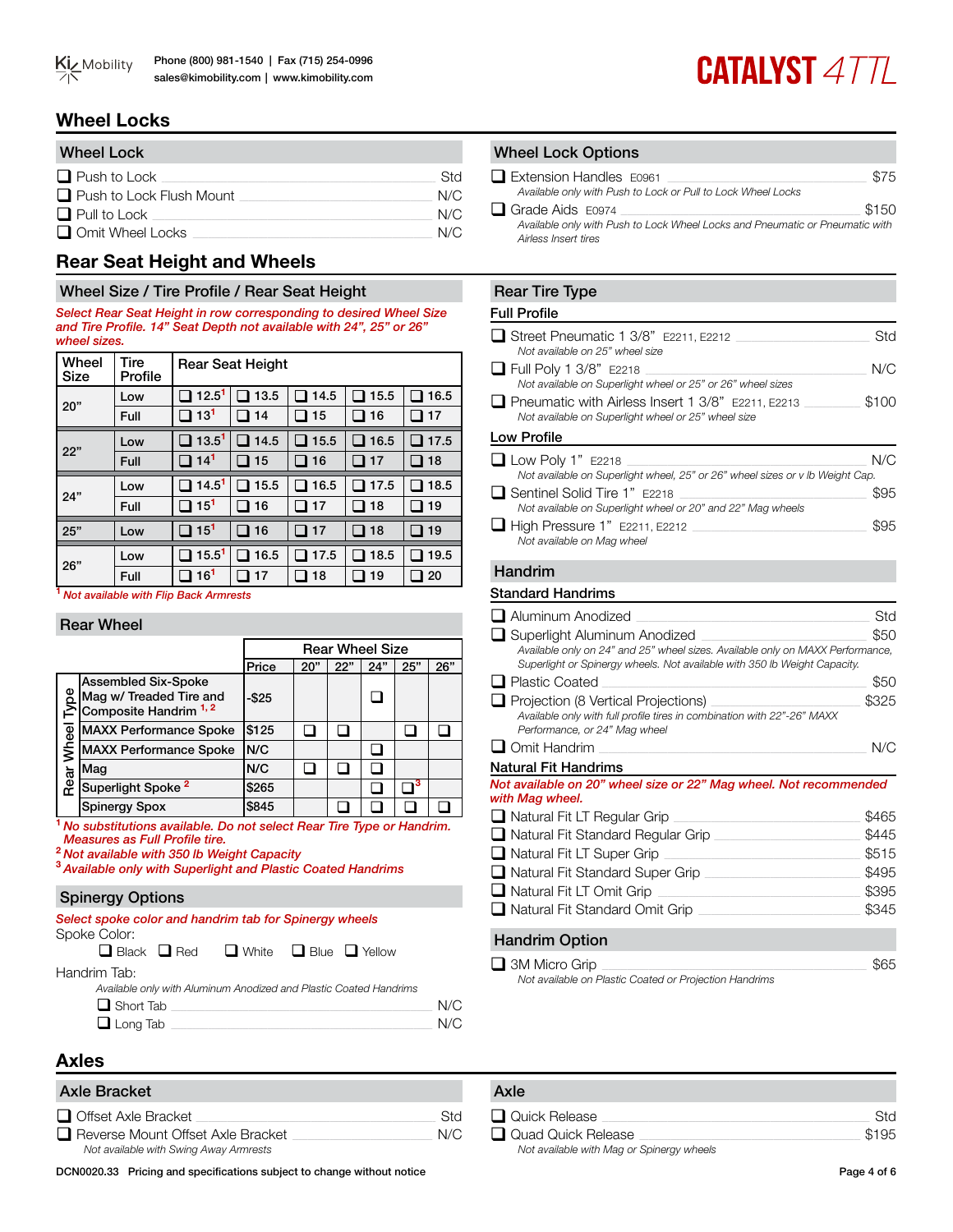# Wheel Locks

## Wheel Lock

- ❑ Push to Lock — Std
- ❑ Push to Lock Flush Mount — N/C
- ❑ Pull to Lock — N/C
- ❑ Omit Wheel Locks — N/C

## Wheel Lock Options

- ❑ Extension Handles E0961 — $75
  *Available only with Push to Lock or Pull to Lock Wheel Locks*
- ❑ Grade Aids E0974 — $150
  *Available only with Push to Lock Wheel Locks and Pneumatic or Pneumatic with Airless Insert tires*

# Rear Seat Height and Wheels

## Wheel Size / Tire Profile / Rear Seat Height

*Select Rear Seat Height in row corresponding to desired Wheel Size and Tire Profile. 14" Seat Depth not available with 24", 25" or 26" wheel sizes.*

| Wheel Size | Tire Profile | Rear Seat Height | | | | |
|---|---|---|---|---|---|---|
| 20" | Low | ❑ 12.5[1] | ❑ 13.5 | ❑ 14.5 | ❑ 15.5 | ❑ 16.5 |
| | Full | ❑ 13[1] | ❑ 14 | ❑ 15 | ❑ 16 | ❑ 17 |
| 22" | Low | ❑ 13.5[1] | ❑ 14.5 | ❑ 15.5 | ❑ 16.5 | ❑ 17.5 |
| | Full | ❑ 14[1] | ❑ 15 | ❑ 16 | ❑ 17 | ❑ 18 |
| 24" | Low | ❑ 14.5[1] | ❑ 15.5 | ❑ 16.5 | ❑ 17.5 | ❑ 18.5 |
| | Full | ❑ 15[1] | ❑ 16 | ❑ 17 | ❑ 18 | ❑ 19 |
| 25" | Low | ❑ 15[1] | ❑ 16 | ❑ 17 | ❑ 18 | ❑ 19 |
| 26" | Low | ❑ 15.5[1] | ❑ 16.5 | ❑ 17.5 | ❑ 18.5 | ❑ 19.5 |
| | Full | ❑ 16[1] | ❑ 17 | ❑ 18 | ❑ 19 | ❑ 20 |

[1] *Not available with Flip Back Armrests*

## Rear Wheel

| Rear Wheel Type | Price | 20" | 22" | 24" | 25" | 26" |
|---|---|---|---|---|---|---|
| Assembled Six-Spoke Mag w/ Treaded Tire and Composite Handrim [1, 2] | -$25 | | | ❑ | | |
| MAXX Performance Spoke | $125 | ❑ | ❑ | | ❑ | ❑ |
| MAXX Performance Spoke | N/C | | | ❑ | | |
| Mag | N/C | ❑ | ❑ | ❑ | | |
| Superlight Spoke [2] | $265 | | | ❑ | ❑[3] | |
| Spinergy Spox | $845 | | ❑ | ❑ | ❑ | ❑ |

[1] *No substitutions available. Do not select Rear Tire Type or Handrim. Measures as Full Profile tire.*
[2] *Not available with 350 lb Weight Capacity*
[3] *Available only with Superlight and Plastic Coated Handrims*

## Spinergy Options

*Select spoke color and handrim tab for Spinergy wheels*

Spoke Color:

❑ Black ❑ Red ❑ White ❑ Blue ❑ Yellow

Handrim Tab:

*Available only with Aluminum Anodized and Plastic Coated Handrims*

- ❑ Short Tab — N/C
- ❑ Long Tab — N/C

## Rear Tire Type

### Full Profile

- ❑ Street Pneumatic 1 3/8" E2211, E2212 — Std
  *Not available on 25" wheel size*
- ❑ Full Poly 1 3/8" E2218 — N/C
  *Not available on Superlight wheel or 25" or 26" wheel sizes*
- ❑ Pneumatic with Airless Insert 1 3/8" E2211, E2213 — $100
  *Not available on Superlight wheel or 25" wheel size*

### Low Profile

- ❑ Low Poly 1" E2218 — N/C
  *Not available on Superlight wheel, 25" or 26" wheel sizes or v lb Weight Cap.*
- ❑ Sentinel Solid Tire 1" E2218 — $95
  *Not available on Superlight wheel or 20" and 22" Mag wheels*
- ❑ High Pressure 1" E2211, E2212 — $95
  *Not available on Mag wheel*

## Handrim

### Standard Handrims

- ❑ Aluminum Anodized — Std
- ❑ Superlight Aluminum Anodized — $50
  *Available only on 24" and 25" wheel sizes. Available only on MAXX Performance, Superlight or Spinergy wheels. Not available with 350 lb Weight Capacity.*
- ❑ Plastic Coated — $50
- ❑ Projection (8 Vertical Projections) — $325
  *Available only with full profile tires in combination with 22"-26" MAXX Performance, or 24" Mag wheel*
- ❑ Omit Handrim — N/C

### Natural Fit Handrims

*Not available on 20" wheel size or 22" Mag wheel. Not recommended with Mag wheel.*

- ❑ Natural Fit LT Regular Grip — $465
- ❑ Natural Fit Standard Regular Grip — $445
- ❑ Natural Fit LT Super Grip — $515
- ❑ Natural Fit Standard Super Grip — $495
- ❑ Natural Fit LT Omit Grip — $395
- ❑ Natural Fit Standard Omit Grip — $345

## Handrim Option

- ❑ 3M Micro Grip — $65
  *Not available on Plastic Coated or Projection Handrims*

# Axles

## Axle Bracket

- ❑ Offset Axle Bracket — Std
- ❑ Reverse Mount Offset Axle Bracket — N/C
  *Not available with Swing Away Armrests*

## Axle

- ❑ Quick Release — Std
- ❑ Quad Quick Release — $195
  *Not available with Mag or Spinergy wheels*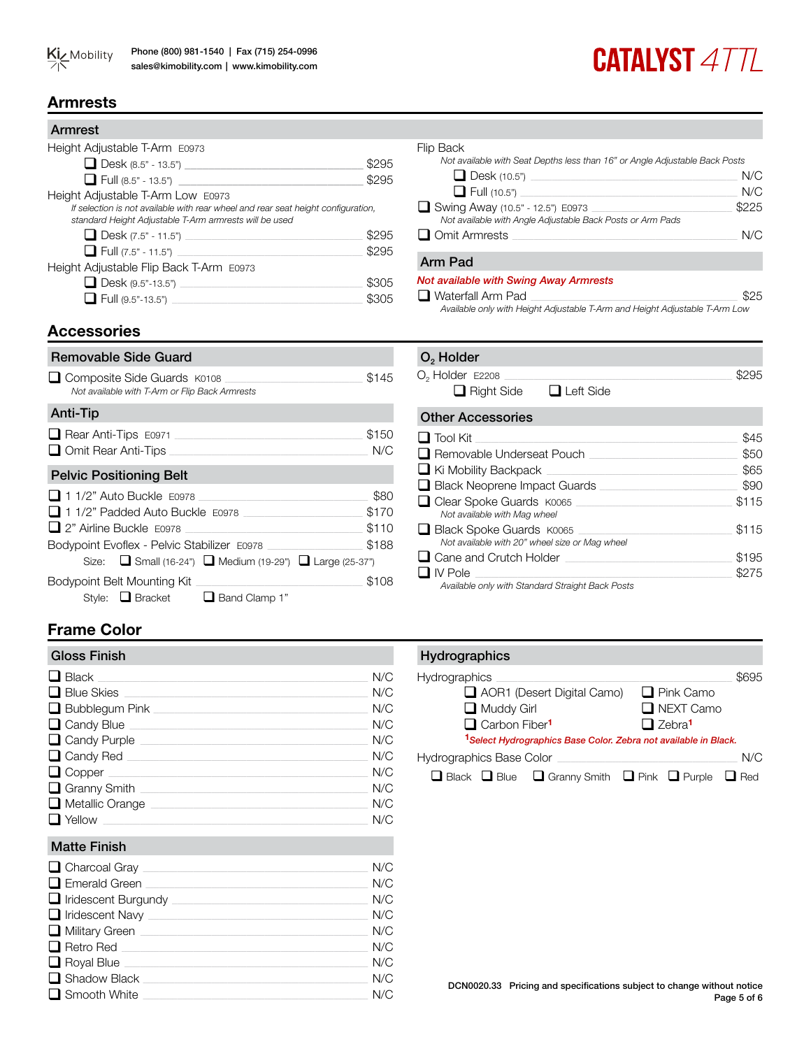## Armrests

### Armrest

Height Adjustable T-Arm E0973

- ❑ Desk (8.5" - 13.5") — $295
- ❑ Full (8.5" - 13.5") — $295

Height Adjustable T-Arm Low E0973

*If selection is not available with rear wheel and rear seat height configuration, standard Height Adjustable T-Arm armrests will be used*

- ❑ Desk (7.5" - 11.5") — $295
- ❑ Full (7.5" - 11.5") — $295

Height Adjustable Flip Back T-Arm E0973

- ❑ Desk (9.5"-13.5") — $305
- ❑ Full (9.5"-13.5") — $305

Flip Back

*Not available with Seat Depths less than 16" or Angle Adjustable Back Posts*

- ❑ Desk (10.5") — N/C
- ❑ Full (10.5") — N/C

❑ Swing Away (10.5" - 12.5") E0973 — $225

*Not available with Angle Adjustable Back Posts or Arm Pads*

❑ Omit Armrests — N/C

### Arm Pad

***Not available with Swing Away Armrests***

❑ Waterfall Arm Pad — $25

*Available only with Height Adjustable T-Arm and Height Adjustable T-Arm Low*

## Accessories

### Removable Side Guard

❑ Composite Side Guards K0108 — $145

*Not available with T-Arm or Flip Back Armrests*

### Anti-Tip

- ❑ Rear Anti-Tips E0971 — $150
- ❑ Omit Rear Anti-Tips — N/C

### Pelvic Positioning Belt

- ❑ 1 1/2" Auto Buckle E0978 — $80
- ❑ 1 1/2" Padded Auto Buckle E0978 — $170
- ❑ 2" Airline Buckle E0978 — $110

Bodypoint Evoflex - Pelvic Stabilizer E0978 — $188

Size: ❑ Small (16-24") ❑ Medium (19-29") ❑ Large (25-37")

Bodypoint Belt Mounting Kit — $108

Style: ❑ Bracket ❑ Band Clamp 1"

### $O_2$ Holder

$O_2$ Holder E2208 — $295

❑ Right Side ❑ Left Side

### Other Accessories

- ❑ Tool Kit — $45
- ❑ Removable Underseat Pouch — $50
- ❑ Ki Mobility Backpack — $65
- ❑ Black Neoprene Impact Guards — $90
- ❑ Clear Spoke Guards K0065 — $115
  *Not available with Mag wheel*
- ❑ Black Spoke Guards K0065 — $115
  *Not available with 20" wheel size or Mag wheel*
- ❑ Cane and Crutch Holder — $195
- ❑ IV Pole — $275
  *Available only with Standard Straight Back Posts*

## Frame Color

### Gloss Finish

- ❑ Black — N/C
- ❑ Blue Skies — N/C
- ❑ Bubblegum Pink — N/C
- ❑ Candy Blue — N/C
- ❑ Candy Purple — N/C
- ❑ Candy Red — N/C
- ❑ Copper — N/C
- ❑ Granny Smith — N/C
- ❑ Metallic Orange — N/C
- ❑ Yellow — N/C

### Matte Finish

- ❑ Charcoal Gray — N/C
- ❑ Emerald Green — N/C
- ❑ Iridescent Burgundy — N/C
- ❑ Iridescent Navy — N/C
- ❑ Military Green — N/C
- ❑ Retro Red — N/C
- ❑ Royal Blue — N/C
- ❑ Shadow Black — N/C
- ❑ Smooth White — N/C

### Hydrographics

Hydrographics — $695

- ❑ AOR1 (Desert Digital Camo)
- ❑ Pink Camo
- ❑ Muddy Girl
- ❑ NEXT Camo
- ❑ Carbon Fiber[1]
- ❑ Zebra[1]

***[1]Select Hydrographics Base Color. Zebra not available in Black.***

Hydrographics Base Color — N/C

❑ Black ❑ Blue ❑ Granny Smith ❑ Pink ❑ Purple ❑ Red

DCN0020.33 Pricing and specifications subject to change without notice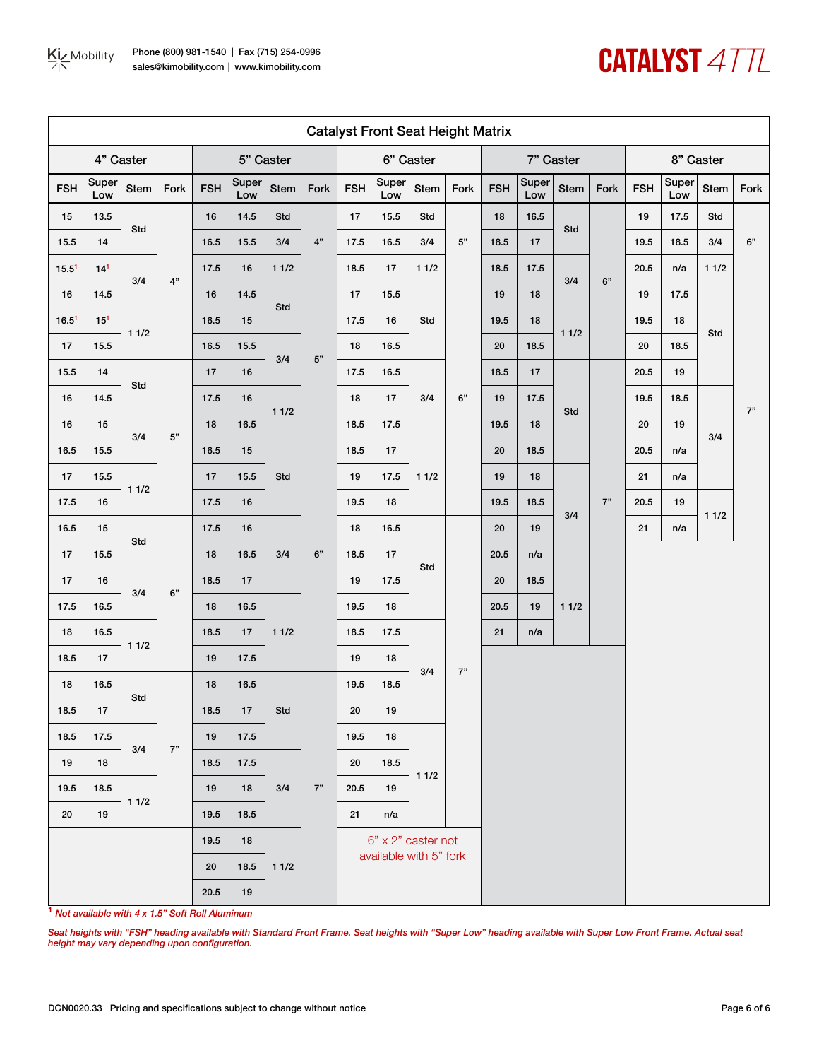## Catalyst Front Seat Height Matrix

| 4" Caster | | | | 5" Caster | | | | 6" Caster | | | | 7" Caster | | | | 8" Caster | | | |
|---|---|---|---|---|---|---|---|---|---|---|---|---|---|---|---|---|---|---|---|
| FSH | Super Low | Stem | Fork | FSH | Super Low | Stem | Fork | FSH | Super Low | Stem | Fork | FSH | Super Low | Stem | Fork | FSH | Super Low | Stem | Fork |
| 15 | 13.5 | Std | 4" | 16 | 14.5 | Std | 4" | 17 | 15.5 | Std | 5" | 18 | 16.5 | Std | 6" | 19 | 17.5 | Std | 6" |
| 15.5 | 14 | | | 16.5 | 15.5 | 3/4 | | 17.5 | 16.5 | 3/4 | | 18.5 | 17 | | | 19.5 | 18.5 | 3/4 | |
| 15.5[1] | 14[1] | 3/4 | | 17.5 | 16 | 1 1/2 | | 18.5 | 17 | 1 1/2 | | 18.5 | 17.5 | 3/4 | | 20.5 | n/a | 1 1/2 | |
| 16 | 14.5 | | | 16 | 14.5 | Std | 5" | 17 | 15.5 | Std | 6" | 19 | 18 | | | 19 | 17.5 | Std | 7" |
| 16.5[1] | 15[1] | 1 1/2 | | 16.5 | 15 | | | 17.5 | 16 | | | 19.5 | 18 | 1 1/2 | | 19.5 | 18 | | |
| 17 | 15.5 | | | 16.5 | 15.5 | 3/4 | | 18 | 16.5 | | | 20 | 18.5 | | | 20 | 18.5 | | |
| 15.5 | 14 | Std | 5" | 17 | 16 | | | 17.5 | 16.5 | 3/4 | | 18.5 | 17 | Std | 7" | 20.5 | 19 | | |
| 16 | 14.5 | | | 17.5 | 16 | 1 1/2 | | 18 | 17 | | | 19 | 17.5 | | | 19.5 | 18.5 | 3/4 | |
| 16 | 15 | 3/4 | | 18 | 16.5 | | | 18.5 | 17.5 | | | 19.5 | 18 | | | 20 | 19 | | |
| 16.5 | 15.5 | | | 16.5 | 15 | Std | 6" | 18.5 | 17 | 1 1/2 | | 20 | 18.5 | | | 20.5 | n/a | | |
| 17 | 15.5 | 1 1/2 | | 17 | 15.5 | | | 19 | 17.5 | | | 19 | 18 | 3/4 | | 21 | n/a | | |
| 17.5 | 16 | | | 17.5 | 16 | | | 19.5 | 18 | | | 19.5 | 18.5 | | | 20.5 | 19 | 1 1/2 | |
| 16.5 | 15 | Std | 6" | 17.5 | 16 | 3/4 | | 18 | 16.5 | Std | 7" | 20 | 19 | | | 21 | n/a | | |
| 17 | 15.5 | | | 18 | 16.5 | | | 18.5 | 17 | | | 20.5 | n/a | | | | | | |
| 17 | 16 | 3/4 | | 18.5 | 17 | | | 19 | 17.5 | | | 20 | 18.5 | 1 1/2 | | | | | |
| 17.5 | 16.5 | | | 18 | 16.5 | 1 1/2 | | 19.5 | 18 | | | 20.5 | 19 | | | | | | |
| 18 | 16.5 | 1 1/2 | | 18.5 | 17 | | | 18.5 | 17.5 | 3/4 | | 21 | n/a | | | | | | |
| 18.5 | 17 | | | 19 | 17.5 | | | 19 | 18 | | | | | | | | | | |
| 18 | 16.5 | Std | 7" | 18 | 16.5 | Std | 7" | 19.5 | 18.5 | | | | | | | | | | |
| 18.5 | 17 | | | 18.5 | 17 | | | 20 | 19 | | | | | | | | | | |
| 18.5 | 17.5 | 3/4 | | 19 | 17.5 | | | 19.5 | 18 | 1 1/2 | | | | | | | | | |
| 19 | 18 | | | 18.5 | 17.5 | 3/4 | | 20 | 18.5 | | | | | | | | | | |
| 19.5 | 18.5 | 1 1/2 | | 19 | 18 | | | 20.5 | 19 | | | | | | | | | | |
| 20 | 19 | | | 19.5 | 18.5 | | | 21 | n/a | | | | | | | | | | |
| | | | | 19.5 | 18 | 1 1/2 | | 6” x 2” caster not available with 5” fork | | | | | | | | | | | |
| | | | | 20 | 18.5 | | | | | | | | | | | | | | |
| | | | | 20.5 | 19 | | | | | | | | | | | | | | |

[1] *Not available with 4 x 1.5” Soft Roll Aluminum*

*Seat heights with “FSH” heading available with Standard Front Frame. Seat heights with “Super Low” heading available with Super Low Front Frame. Actual seat height may vary depending upon configuration.*

DCN0020.33 Pricing and specifications subject to change without notice